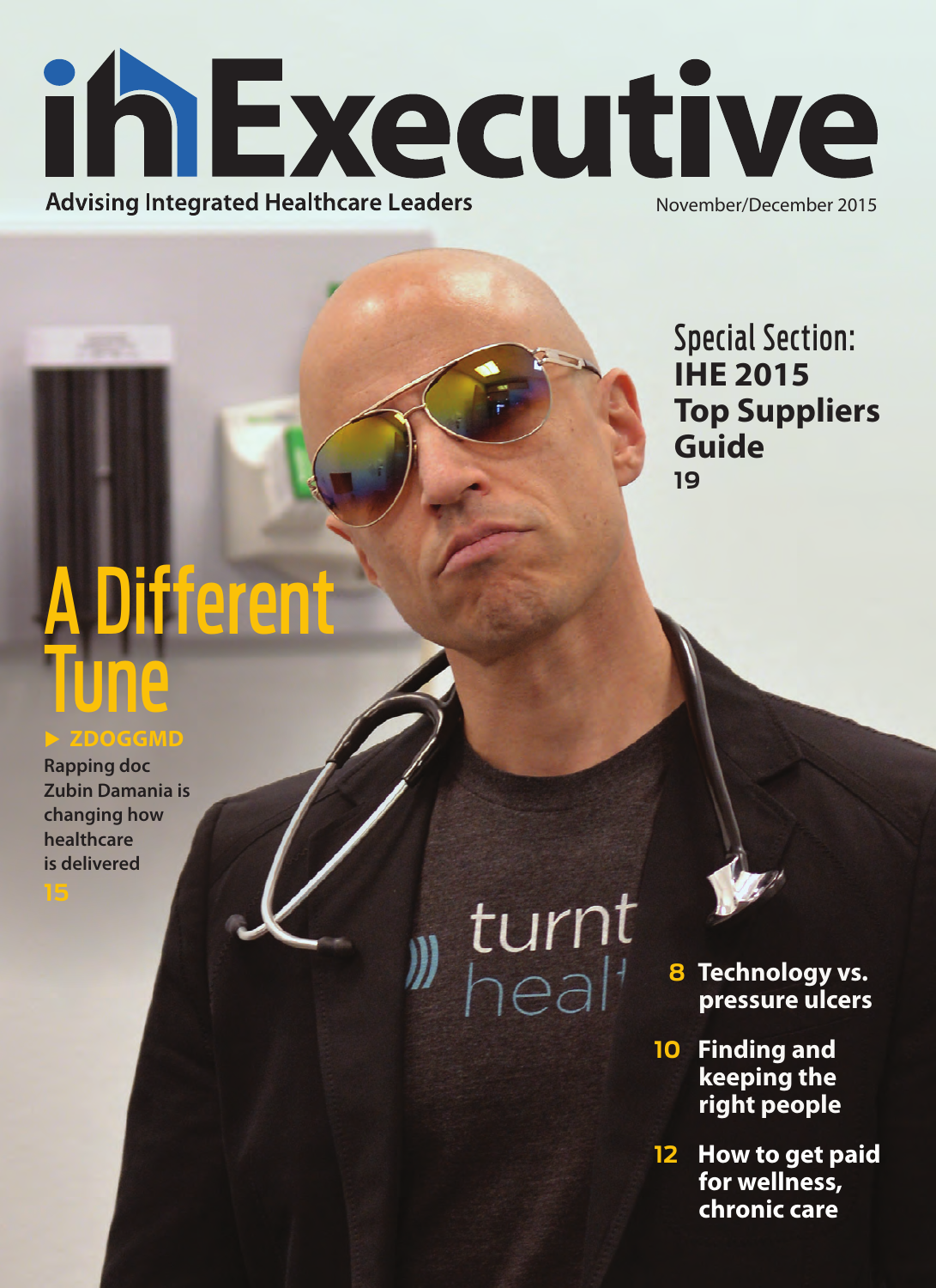# ihExecutive

Advising Integrated Healthcare Leaders

November/December 2015

## Special Section: IHE 2015 Top Suppliers Guide

19

## A Different Tune

▶ **ZDOGGMD**

Rapping doc Zubin Damania is changing how healthcare is delivered

15

turnt healt

- **8** Technology vs. pressure ulcers
- **10** Finding and keeping the right people
- **12** How to get paid for wellness, chronic care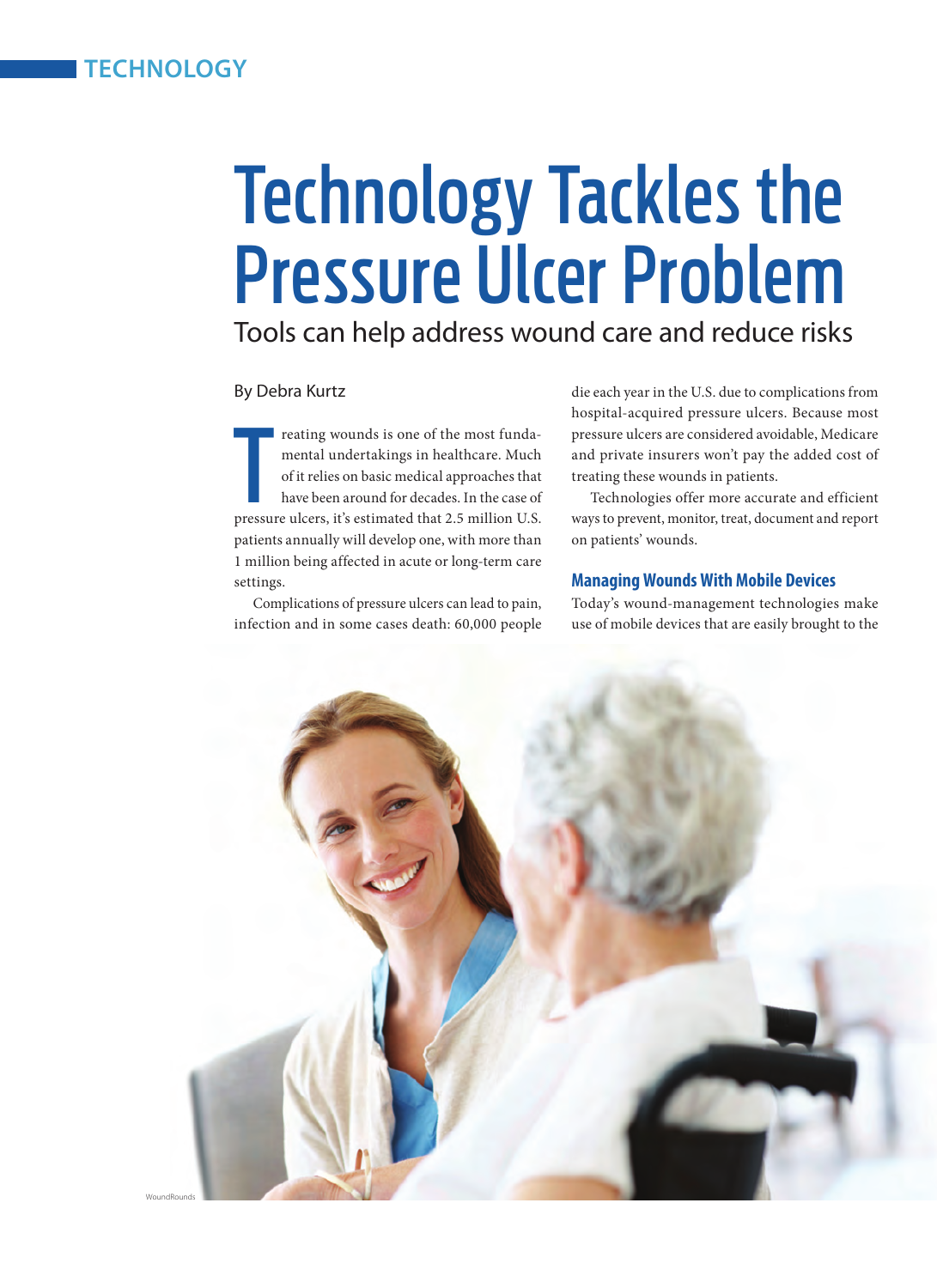# Technology Tackles the Pressure Ulcer Problem

## Tools can help address wound care and reduce risks

By Debra Kurtz

Treating wounds is one of the most fundamental undertakings in healthcare. Much of it relies on basic medical approaches that have been around for decades. In the case of pressure ulcers, it's estimated that 2.5 million U.S. patients annually will develop one, with more than 1 million being affected in acute or long-term care settings.

Complications of pressure ulcers can lead to pain, infection and in some cases death: 60,000 people die each year in the U.S. due to complications from hospital-acquired pressure ulcers. Because most pressure ulcers are considered avoidable, Medicare and private insurers won't pay the added cost of treating these wounds in patients.

Technologies offer more accurate and efficient ways to prevent, monitor, treat, document and report on patients' wounds.

### Managing Wounds With Mobile Devices

Today's wound-management technologies make use of mobile devices that are easily brought to the

WoundRounds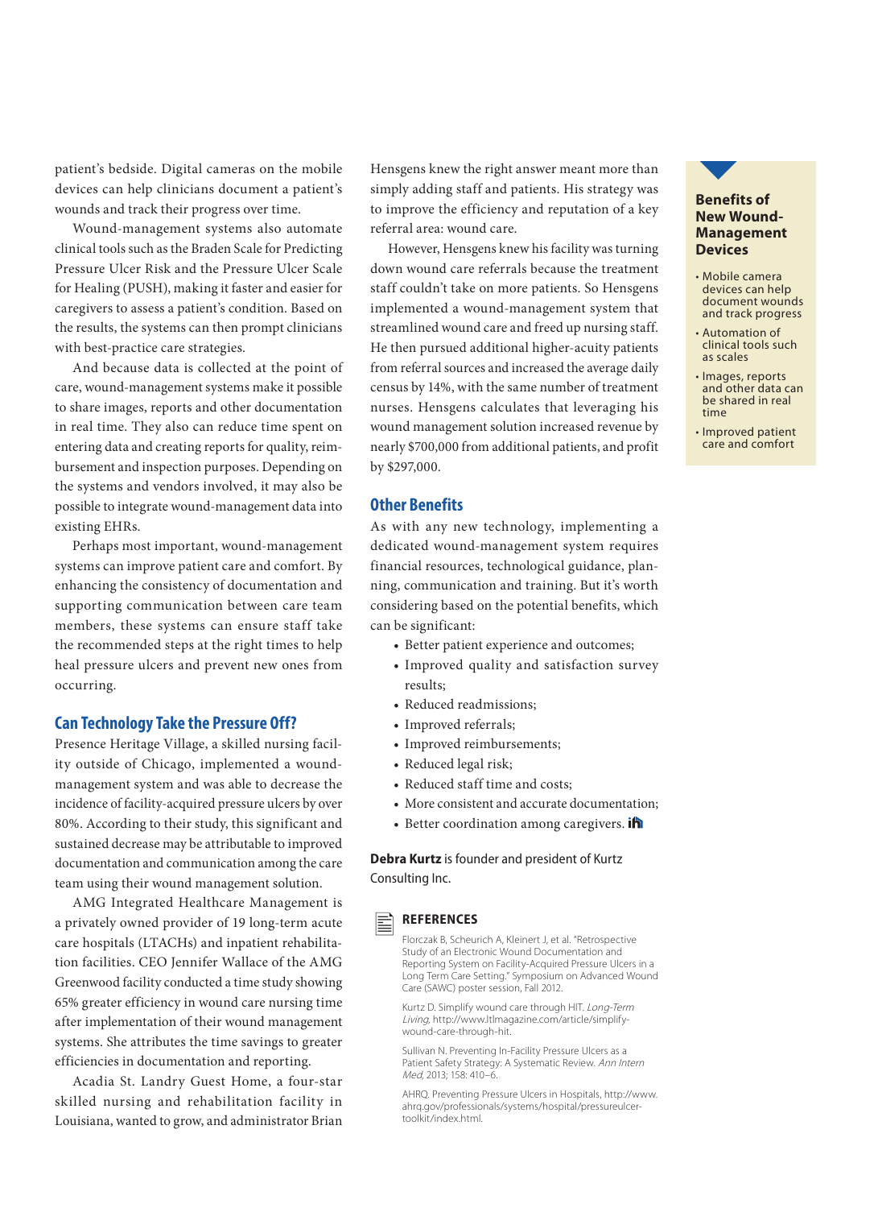patient's bedside. Digital cameras on the mobile devices can help clinicians document a patient's wounds and track their progress over time.

Wound-management systems also automate clinical tools such as the Braden Scale for Predicting Pressure Ulcer Risk and the Pressure Ulcer Scale for Healing (PUSH), making it faster and easier for caregivers to assess a patient's condition. Based on the results, the systems can then prompt clinicians with best-practice care strategies.

And because data is collected at the point of care, wound-management systems make it possible to share images, reports and other documentation in real time. They also can reduce time spent on entering data and creating reports for quality, reimbursement and inspection purposes. Depending on the systems and vendors involved, it may also be possible to integrate wound-management data into existing EHRs.

Perhaps most important, wound-management systems can improve patient care and comfort. By enhancing the consistency of documentation and supporting communication between care team members, these systems can ensure staff take the recommended steps at the right times to help heal pressure ulcers and prevent new ones from occurring.

## Can Technology Take the Pressure Off?

Presence Heritage Village, a skilled nursing facility outside of Chicago, implemented a wound-management system and was able to decrease the incidence of facility-acquired pressure ulcers by over 80%. According to their study, this significant and sustained decrease may be attributable to improved documentation and communication among the care team using their wound management solution.

AMG Integrated Healthcare Management is a privately owned provider of 19 long-term acute care hospitals (LTACHs) and inpatient rehabilitation facilities. CEO Jennifer Wallace of the AMG Greenwood facility conducted a time study showing 65% greater efficiency in wound care nursing time after implementation of their wound management systems. She attributes the time savings to greater efficiencies in documentation and reporting.

Acadia St. Landry Guest Home, a four-star skilled nursing and rehabilitation facility in Louisiana, wanted to grow, and administrator Brian Hensgens knew the right answer meant more than simply adding staff and patients. His strategy was to improve the efficiency and reputation of a key referral area: wound care.

However, Hensgens knew his facility was turning down wound care referrals because the treatment staff couldn't take on more patients. So Hensgens implemented a wound-management system that streamlined wound care and freed up nursing staff. He then pursued additional higher-acuity patients from referral sources and increased the average daily census by 14%, with the same number of treatment nurses. Hensgens calculates that leveraging his wound management solution increased revenue by nearly $700,000 from additional patients, and profit by $297,000.

## Other Benefits

As with any new technology, implementing a dedicated wound-management system requires financial resources, technological guidance, planning, communication and training. But it's worth considering based on the potential benefits, which can be significant:

- Better patient experience and outcomes;
- Improved quality and satisfaction survey results;
- Reduced readmissions;
- Improved referrals;
- Improved reimbursements;
- Reduced legal risk;
- Reduced staff time and costs;
- More consistent and accurate documentation;
- Better coordination among caregivers.

**Debra Kurtz** is founder and president of Kurtz Consulting Inc.

### REFERENCES

Florczak B, Scheurich A, Kleinert J, et al. "Retrospective Study of an Electronic Wound Documentation and Reporting System on Facility-Acquired Pressure Ulcers in a Long Term Care Setting." Symposium on Advanced Wound Care (SAWC) poster session, Fall 2012.

Kurtz D. Simplify wound care through HIT. *Long-Term Living*, http://www.ltlmagazine.com/article/simplify-wound-care-through-hit.

Sullivan N. Preventing In-Facility Pressure Ulcers as a Patient Safety Strategy: A Systematic Review. *Ann Intern Med*, 2013; 158: 410–6.

AHRQ. Preventing Pressure Ulcers in Hospitals, http://www.ahrq.gov/professionals/systems/hospital/pressureulcer-toolkit/index.html.

### Benefits of New Wound-Management Devices

- Mobile camera devices can help document wounds and track progress
- Automation of clinical tools such as scales
- Images, reports and other data can be shared in real time
- Improved patient care and comfort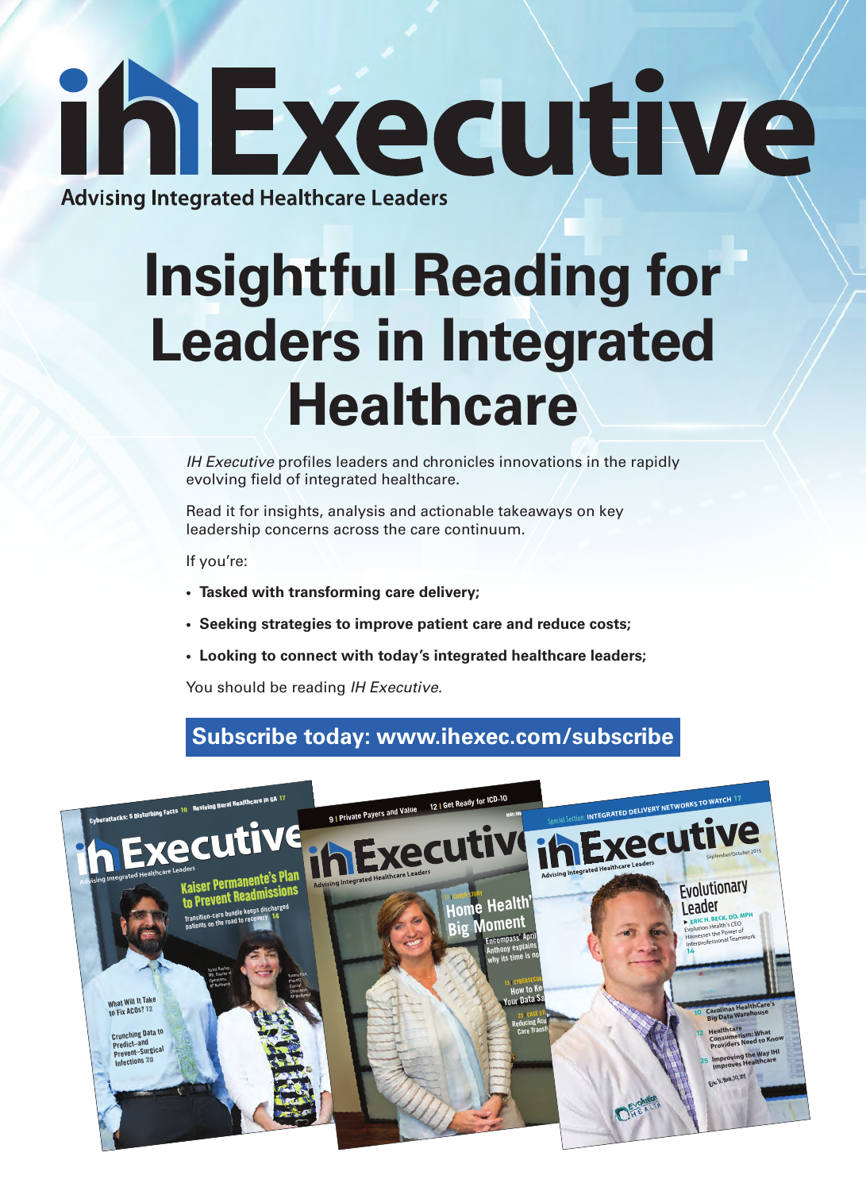# ihExecutive

Advising Integrated Healthcare Leaders

## Insightful Reading for Leaders in Integrated Healthcare

*IH Executive* profiles leaders and chronicles innovations in the rapidly evolving field of integrated healthcare.

Read it for insights, analysis and actionable takeaways on key leadership concerns across the care continuum.

If you're:

- **Tasked with transforming care delivery;**
- **Seeking strategies to improve patient care and reduce costs;**
- **Looking to connect with today's integrated healthcare leaders;**

You should be reading *IH Executive*.

**Subscribe today: www.ihexec.com/subscribe**